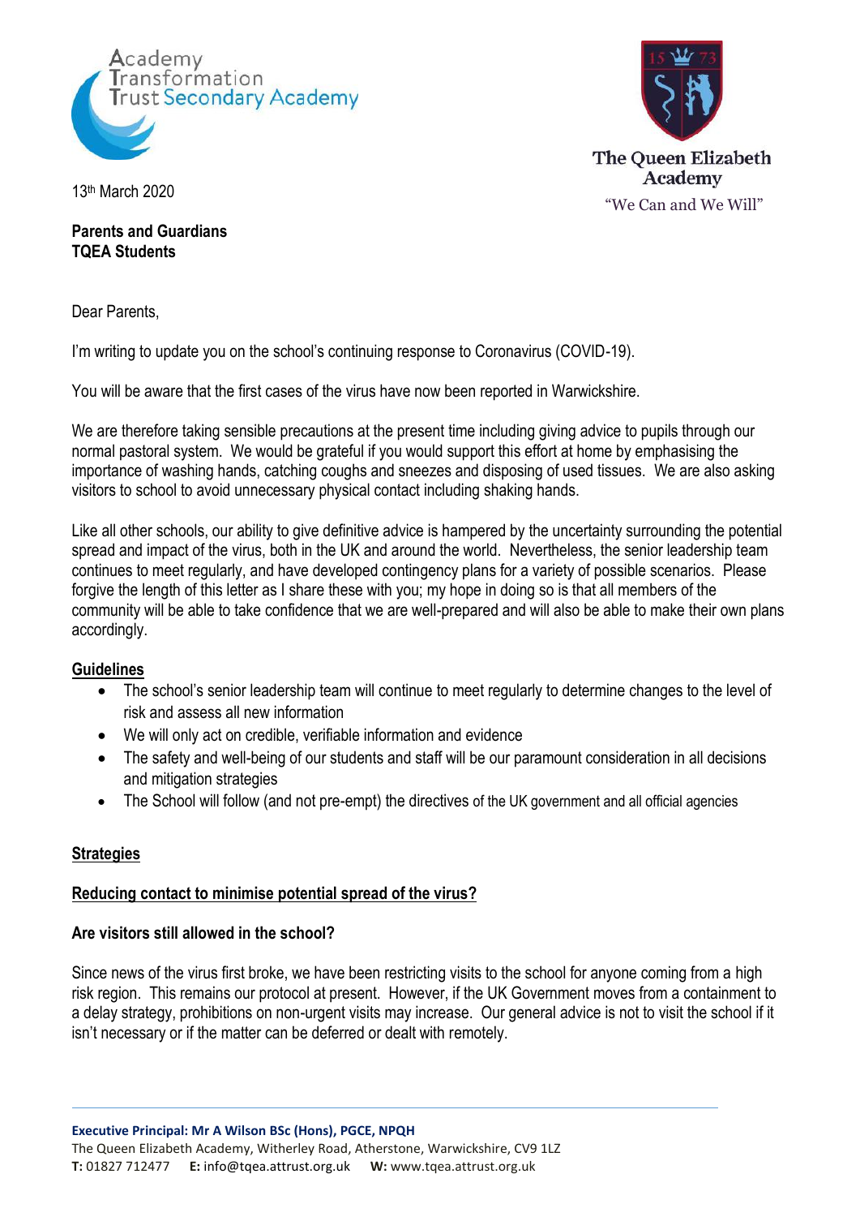Academy Transformation Trust Secondary Academy

The Queen Elizabeth Academy

"We Can and We Will"

13th March 2020

**Parents and Guardians**
**TQEA Students**

Dear Parents,

I'm writing to update you on the school's continuing response to Coronavirus (COVID-19).

You will be aware that the first cases of the virus have now been reported in Warwickshire.

We are therefore taking sensible precautions at the present time including giving advice to pupils through our normal pastoral system. We would be grateful if you would support this effort at home by emphasising the importance of washing hands, catching coughs and sneezes and disposing of used tissues. We are also asking visitors to school to avoid unnecessary physical contact including shaking hands.

Like all other schools, our ability to give definitive advice is hampered by the uncertainty surrounding the potential spread and impact of the virus, both in the UK and around the world. Nevertheless, the senior leadership team continues to meet regularly, and have developed contingency plans for a variety of possible scenarios. Please forgive the length of this letter as I share these with you; my hope in doing so is that all members of the community will be able to take confidence that we are well-prepared and will also be able to make their own plans accordingly.

## Guidelines

- The school's senior leadership team will continue to meet regularly to determine changes to the level of risk and assess all new information
- We will only act on credible, verifiable information and evidence
- The safety and well-being of our students and staff will be our paramount consideration in all decisions and mitigation strategies
- The School will follow (and not pre-empt) the directives of the UK government and all official agencies

## Strategies

### Reducing contact to minimise potential spread of the virus?

**Are visitors still allowed in the school?**

Since news of the virus first broke, we have been restricting visits to the school for anyone coming from a high risk region. This remains our protocol at present. However, if the UK Government moves from a containment to a delay strategy, prohibitions on non-urgent visits may increase. Our general advice is not to visit the school if it isn't necessary or if the matter can be deferred or dealt with remotely.

**Executive Principal: Mr A Wilson BSc (Hons), PGCE, NPQH**
The Queen Elizabeth Academy, Witherley Road, Atherstone, Warwickshire, CV9 1LZ
**T:** 01827 712477 **E:** info@tqea.attrust.org.uk **W:** www.tqea.attrust.org.uk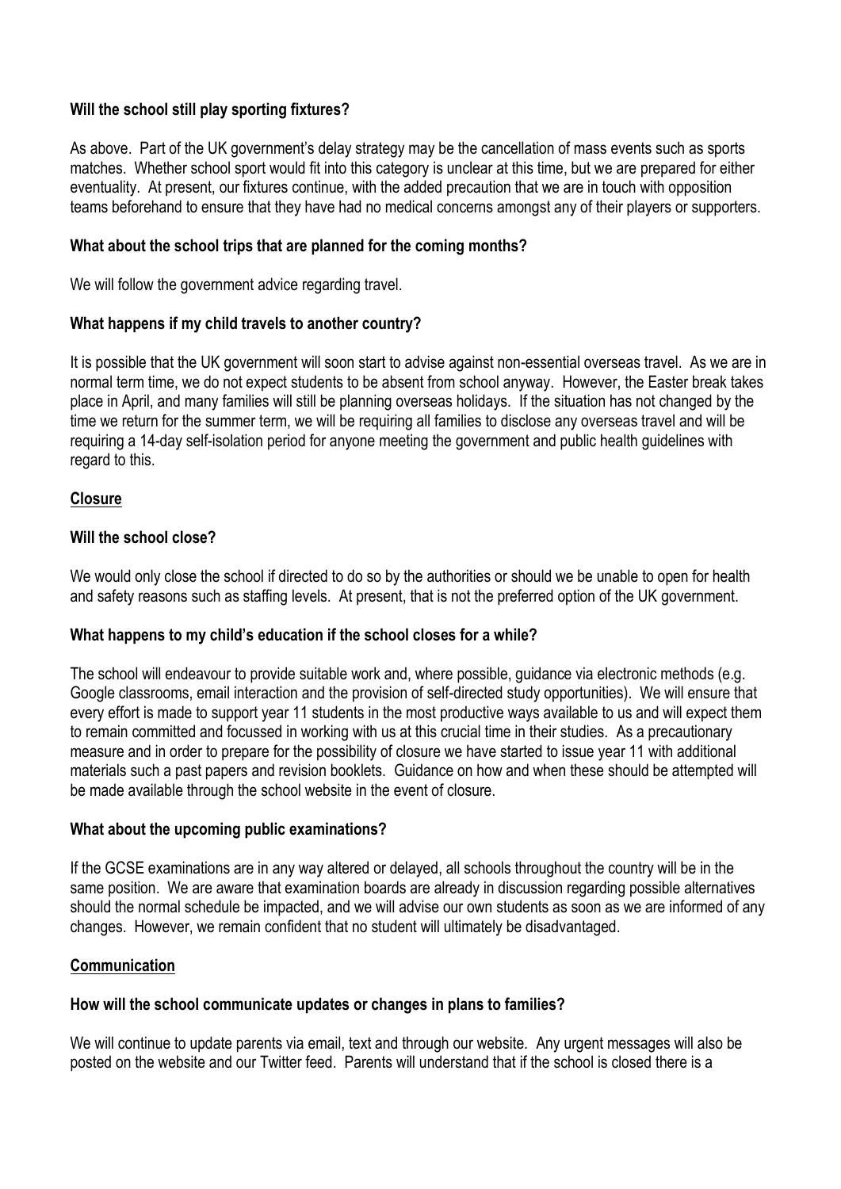**Will the school still play sporting fixtures?**

As above. Part of the UK government's delay strategy may be the cancellation of mass events such as sports matches. Whether school sport would fit into this category is unclear at this time, but we are prepared for either eventuality. At present, our fixtures continue, with the added precaution that we are in touch with opposition teams beforehand to ensure that they have had no medical concerns amongst any of their players or supporters.

**What about the school trips that are planned for the coming months?**

We will follow the government advice regarding travel.

**What happens if my child travels to another country?**

It is possible that the UK government will soon start to advise against non-essential overseas travel. As we are in normal term time, we do not expect students to be absent from school anyway. However, the Easter break takes place in April, and many families will still be planning overseas holidays. If the situation has not changed by the time we return for the summer term, we will be requiring all families to disclose any overseas travel and will be requiring a 14-day self-isolation period for anyone meeting the government and public health guidelines with regard to this.

## Closure

**Will the school close?**

We would only close the school if directed to do so by the authorities or should we be unable to open for health and safety reasons such as staffing levels. At present, that is not the preferred option of the UK government.

**What happens to my child's education if the school closes for a while?**

The school will endeavour to provide suitable work and, where possible, guidance via electronic methods (e.g. Google classrooms, email interaction and the provision of self-directed study opportunities). We will ensure that every effort is made to support year 11 students in the most productive ways available to us and will expect them to remain committed and focussed in working with us at this crucial time in their studies. As a precautionary measure and in order to prepare for the possibility of closure we have started to issue year 11 with additional materials such a past papers and revision booklets. Guidance on how and when these should be attempted will be made available through the school website in the event of closure.

**What about the upcoming public examinations?**

If the GCSE examinations are in any way altered or delayed, all schools throughout the country will be in the same position. We are aware that examination boards are already in discussion regarding possible alternatives should the normal schedule be impacted, and we will advise our own students as soon as we are informed of any changes. However, we remain confident that no student will ultimately be disadvantaged.

## Communication

**How will the school communicate updates or changes in plans to families?**

We will continue to update parents via email, text and through our website. Any urgent messages will also be posted on the website and our Twitter feed. Parents will understand that if the school is closed there is a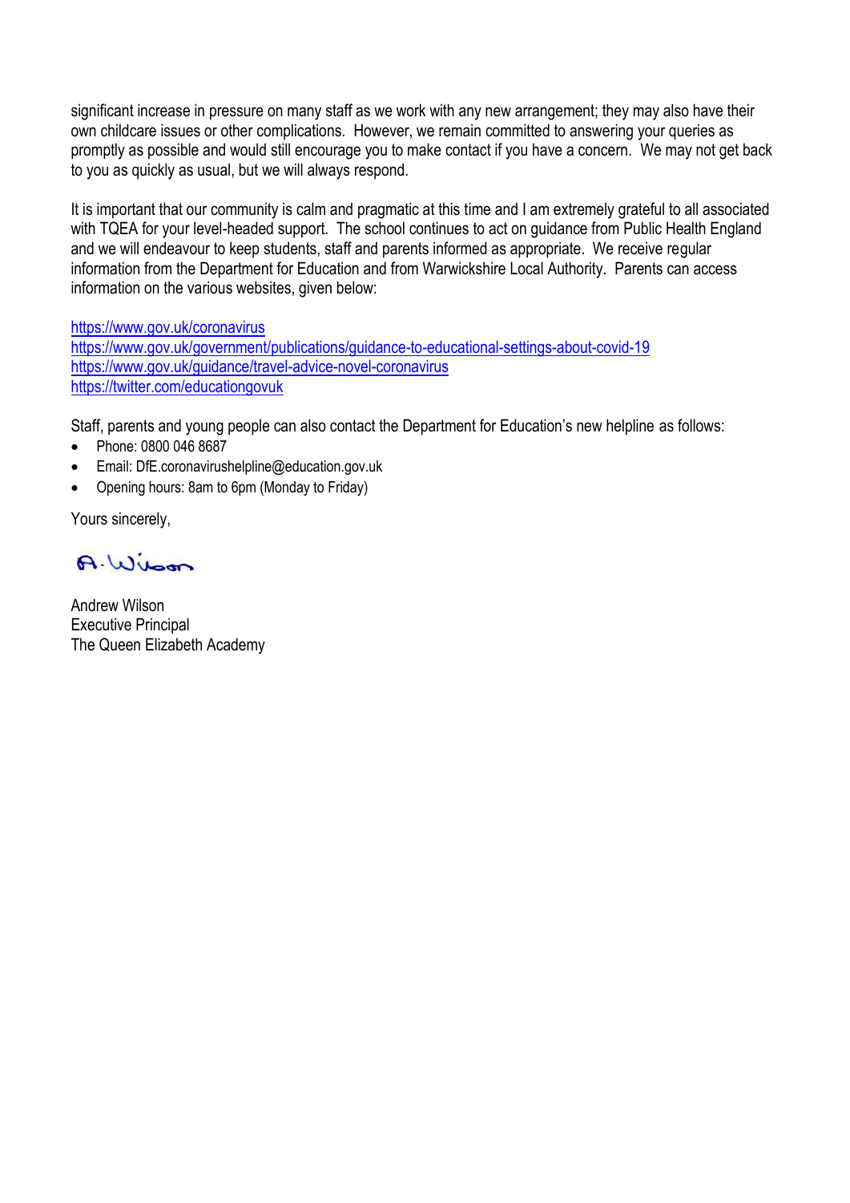significant increase in pressure on many staff as we work with any new arrangement; they may also have their own childcare issues or other complications. However, we remain committed to answering your queries as promptly as possible and would still encourage you to make contact if you have a concern. We may not get back to you as quickly as usual, but we will always respond.

It is important that our community is calm and pragmatic at this time and I am extremely grateful to all associated with TQEA for your level-headed support. The school continues to act on guidance from Public Health England and we will endeavour to keep students, staff and parents informed as appropriate. We receive regular information from the Department for Education and from Warwickshire Local Authority. Parents can access information on the various websites, given below:

https://www.gov.uk/coronavirus
https://www.gov.uk/government/publications/guidance-to-educational-settings-about-covid-19
https://www.gov.uk/guidance/travel-advice-novel-coronavirus
https://twitter.com/educationgovuk

Staff, parents and young people can also contact the Department for Education's new helpline as follows:

- Phone: 0800 046 8687
- Email: DfE.coronavirushelpline@education.gov.uk
- Opening hours: 8am to 6pm (Monday to Friday)

Yours sincerely,

A. Wilson

Andrew Wilson
Executive Principal
The Queen Elizabeth Academy